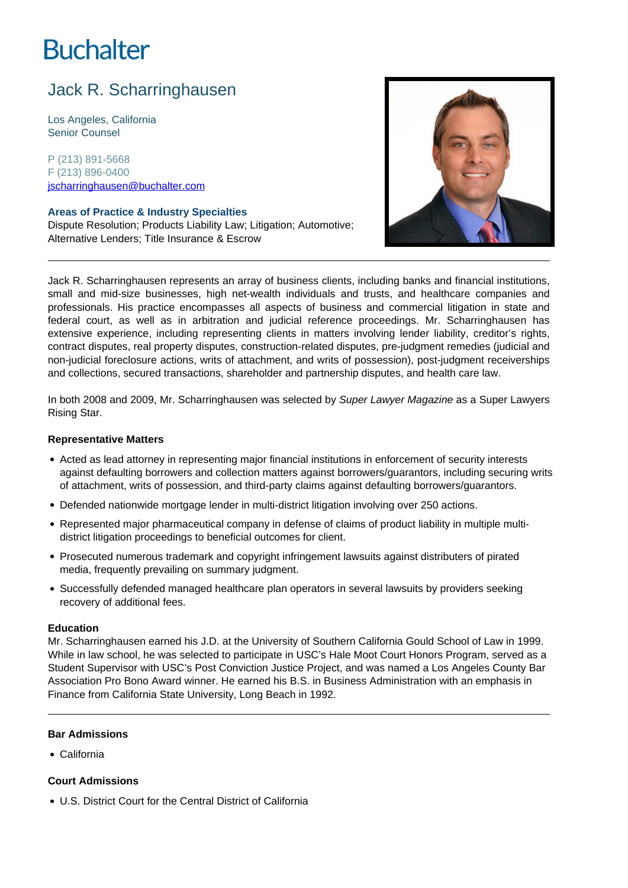# Buchalter

## Jack R. Scharringhausen

Los Angeles, California
Senior Counsel

P (213) 891-5668
F (213) 896-0400
jscharringhausen@buchalter.com

**Areas of Practice & Industry Specialties**
Dispute Resolution; Products Liability Law; Litigation; Automotive; Alternative Lenders; Title Insurance & Escrow

---

Jack R. Scharringhausen represents an array of business clients, including banks and financial institutions, small and mid-size businesses, high net-wealth individuals and trusts, and healthcare companies and professionals. His practice encompasses all aspects of business and commercial litigation in state and federal court, as well as in arbitration and judicial reference proceedings. Mr. Scharringhausen has extensive experience, including representing clients in matters involving lender liability, creditor's rights, contract disputes, real property disputes, construction-related disputes, pre-judgment remedies (judicial and non-judicial foreclosure actions, writs of attachment, and writs of possession), post-judgment receiverships and collections, secured transactions, shareholder and partnership disputes, and health care law.

In both 2008 and 2009, Mr. Scharringhausen was selected by *Super Lawyer Magazine* as a Super Lawyers Rising Star.

### Representative Matters

- Acted as lead attorney in representing major financial institutions in enforcement of security interests against defaulting borrowers and collection matters against borrowers/guarantors, including securing writs of attachment, writs of possession, and third-party claims against defaulting borrowers/guarantors.
- Defended nationwide mortgage lender in multi-district litigation involving over 250 actions.
- Represented major pharmaceutical company in defense of claims of product liability in multiple multi-district litigation proceedings to beneficial outcomes for client.
- Prosecuted numerous trademark and copyright infringement lawsuits against distributers of pirated media, frequently prevailing on summary judgment.
- Successfully defended managed healthcare plan operators in several lawsuits by providers seeking recovery of additional fees.

### Education

Mr. Scharringhausen earned his J.D. at the University of Southern California Gould School of Law in 1999. While in law school, he was selected to participate in USC's Hale Moot Court Honors Program, served as a Student Supervisor with USC's Post Conviction Justice Project, and was named a Los Angeles County Bar Association Pro Bono Award winner. He earned his B.S. in Business Administration with an emphasis in Finance from California State University, Long Beach in 1992.

---

### Bar Admissions

- California

### Court Admissions

- U.S. District Court for the Central District of California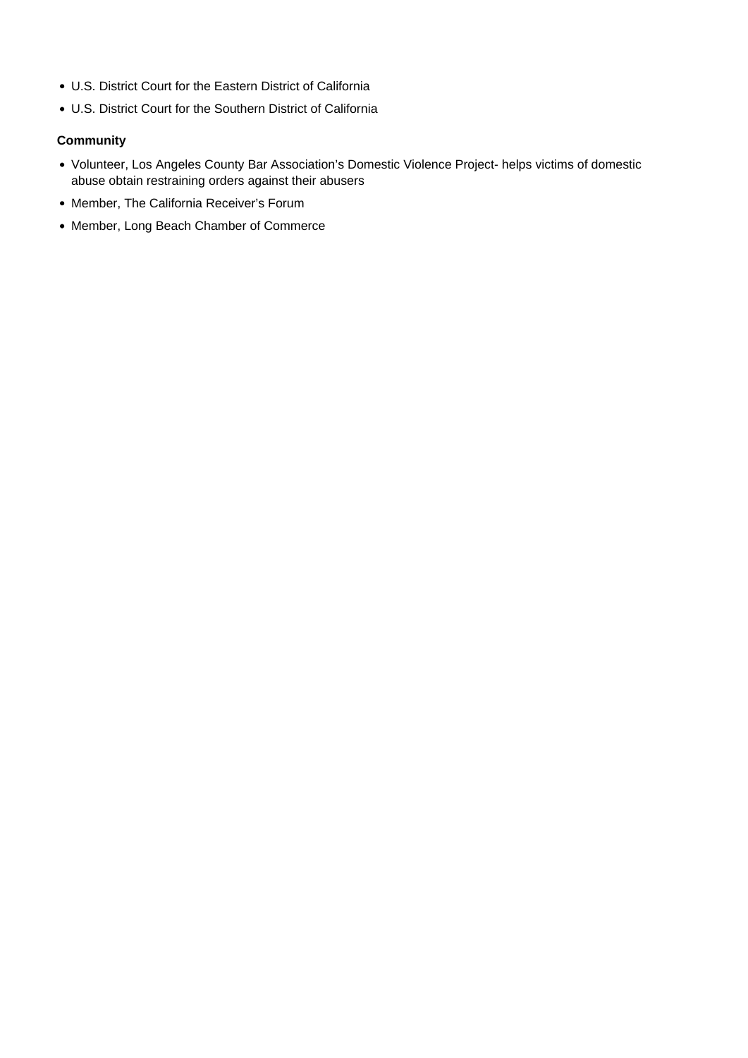- U.S. District Court for the Eastern District of California
- U.S. District Court for the Southern District of California

**Community**

- Volunteer, Los Angeles County Bar Association's Domestic Violence Project- helps victims of domestic abuse obtain restraining orders against their abusers
- Member, The California Receiver's Forum
- Member, Long Beach Chamber of Commerce